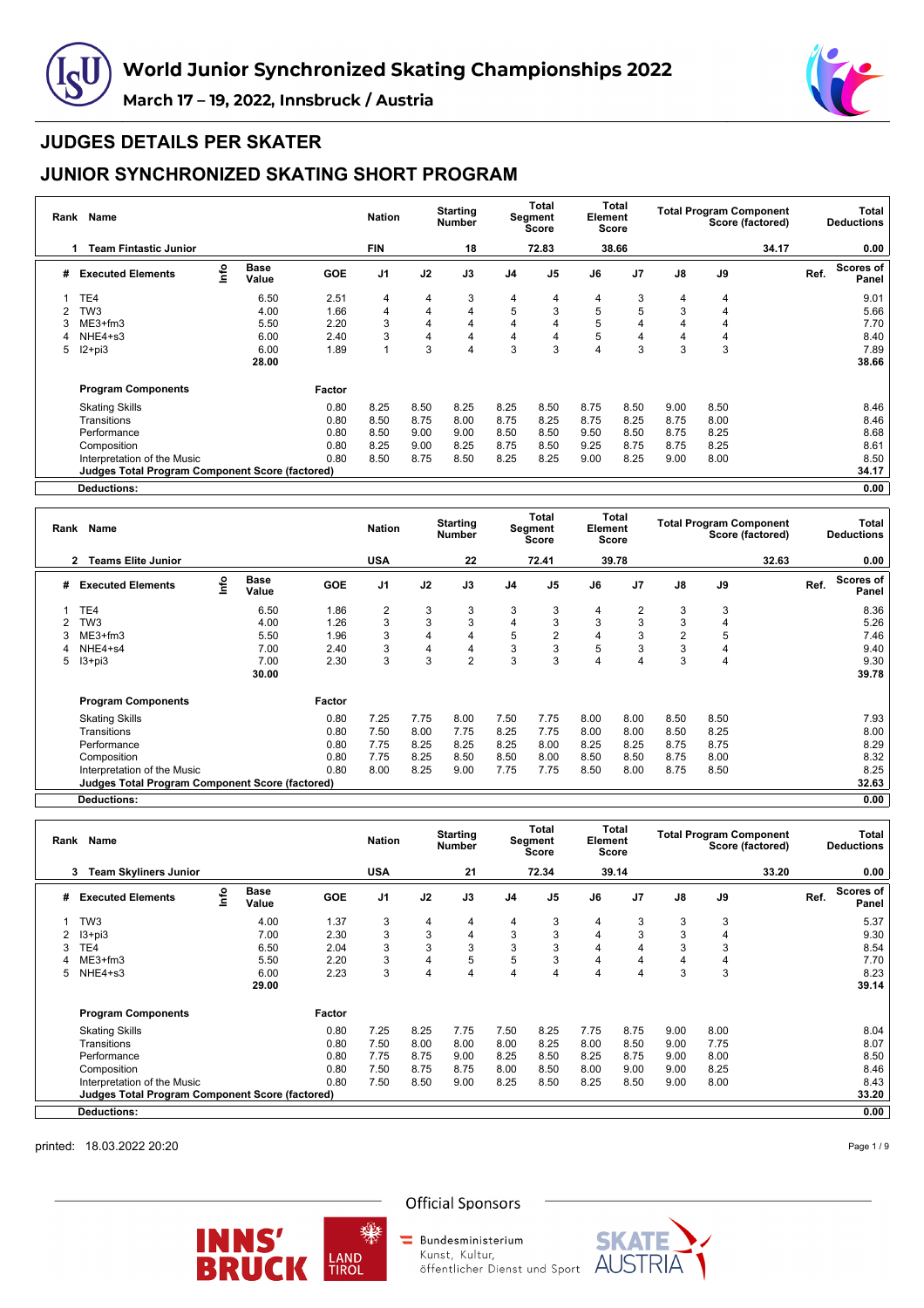# World Junior Synchronized Skating Championships 2022

## March 17 – 19, 2022, Innsbruck / Austria

## JUDGES DETAILS PER SKATER

## JUNIOR SYNCHRONIZED SKATING SHORT PROGRAM

| Rank | Name | Nation | Starting Number | Total Segment Score | Total Element Score | Total Program Component Score (factored) | Total Deductions |
|---|---|---|---|---|---|---|---|
| 1 | Team Fintastic Junior | FIN | 18 | 72.83 | 38.66 | 34.17 | 0.00 |

| # | Executed Elements | Info | Base Value | GOE | J1 | J2 | J3 | J4 | J5 | J6 | J7 | J8 | J9 | Ref. | Scores of Panel |
|---|---|---|---|---|---|---|---|---|---|---|---|---|---|---|---|
| 1 | TE4 | | 6.50 | 2.51 | 4 | 4 | 3 | 4 | 4 | 4 | 3 | 4 | 4 | | 9.01 |
| 2 | TW3 | | 4.00 | 1.66 | 4 | 4 | 4 | 5 | 3 | 5 | 5 | 3 | 4 | | 5.66 |
| 3 | ME3+fm3 | | 5.50 | 2.20 | 3 | 4 | 4 | 4 | 4 | 5 | 4 | 4 | 4 | | 7.70 |
| 4 | NHE4+s3 | | 6.00 | 2.40 | 3 | 4 | 4 | 4 | 4 | 5 | 4 | 4 | 4 | | 8.40 |
| 5 | I2+pi3 | | 6.00 | 1.89 | 1 | 3 | 4 | 3 | 3 | 4 | 3 | 3 | 3 | | 7.89 |
| | | | 28.00 | | | | | | | | | | | | 38.66 |

| Program Components | Factor | J1 | J2 | J3 | J4 | J5 | J6 | J7 | J8 | J9 | Scores of Panel |
|---|---|---|---|---|---|---|---|---|---|---|---|
| Skating Skills | 0.80 | 8.25 | 8.50 | 8.25 | 8.25 | 8.50 | 8.75 | 8.50 | 9.00 | 8.50 | 8.46 |
| Transitions | 0.80 | 8.50 | 8.75 | 8.00 | 8.75 | 8.25 | 8.75 | 8.25 | 8.75 | 8.00 | 8.46 |
| Performance | 0.80 | 8.50 | 9.00 | 9.00 | 8.50 | 8.50 | 9.50 | 8.50 | 8.75 | 8.25 | 8.68 |
| Composition | 0.80 | 8.25 | 9.00 | 8.25 | 8.75 | 8.50 | 9.25 | 8.75 | 8.75 | 8.25 | 8.61 |
| Interpretation of the Music | 0.80 | 8.50 | 8.75 | 8.50 | 8.25 | 8.25 | 9.00 | 8.25 | 9.00 | 8.00 | 8.50 |
| **Judges Total Program Component Score (factored)** | | | | | | | | | | | 34.17 |
| **Deductions:** | | | | | | | | | | | 0.00 |

| Rank | Name | Nation | Starting Number | Total Segment Score | Total Element Score | Total Program Component Score (factored) | Total Deductions |
|---|---|---|---|---|---|---|---|
| 2 | Teams Elite Junior | USA | 22 | 72.41 | 39.78 | 32.63 | 0.00 |

| # | Executed Elements | Info | Base Value | GOE | J1 | J2 | J3 | J4 | J5 | J6 | J7 | J8 | J9 | Ref. | Scores of Panel |
|---|---|---|---|---|---|---|---|---|---|---|---|---|---|---|---|
| 1 | TE4 | | 6.50 | 1.86 | 2 | 3 | 3 | 3 | 3 | 4 | 2 | 3 | 3 | | 8.36 |
| 2 | TW3 | | 4.00 | 1.26 | 3 | 3 | 3 | 4 | 3 | 3 | 3 | 3 | 4 | | 5.26 |
| 3 | ME3+fm3 | | 5.50 | 1.96 | 3 | 4 | 4 | 5 | 2 | 4 | 3 | 2 | 5 | | 7.46 |
| 4 | NHE4+s4 | | 7.00 | 2.40 | 3 | 4 | 4 | 3 | 3 | 5 | 3 | 3 | 4 | | 9.40 |
| 5 | I3+pi3 | | 7.00 | 2.30 | 3 | 3 | 2 | 3 | 3 | 4 | 4 | 3 | 4 | | 9.30 |
| | | | 30.00 | | | | | | | | | | | | 39.78 |

| Program Components | Factor | J1 | J2 | J3 | J4 | J5 | J6 | J7 | J8 | J9 | Scores of Panel |
|---|---|---|---|---|---|---|---|---|---|---|---|
| Skating Skills | 0.80 | 7.25 | 7.75 | 8.00 | 7.50 | 7.75 | 8.00 | 8.00 | 8.50 | 8.50 | 7.93 |
| Transitions | 0.80 | 7.50 | 8.00 | 7.75 | 8.25 | 7.75 | 8.00 | 8.00 | 8.50 | 8.25 | 8.00 |
| Performance | 0.80 | 7.75 | 8.25 | 8.25 | 8.25 | 8.00 | 8.25 | 8.25 | 8.75 | 8.75 | 8.29 |
| Composition | 0.80 | 7.75 | 8.25 | 8.50 | 8.50 | 8.00 | 8.50 | 8.50 | 8.75 | 8.00 | 8.32 |
| Interpretation of the Music | 0.80 | 8.00 | 8.25 | 9.00 | 7.75 | 7.75 | 8.50 | 8.00 | 8.75 | 8.50 | 8.25 |
| **Judges Total Program Component Score (factored)** | | | | | | | | | | | 32.63 |
| **Deductions:** | | | | | | | | | | | 0.00 |

| Rank | Name | Nation | Starting Number | Total Segment Score | Total Element Score | Total Program Component Score (factored) | Total Deductions |
|---|---|---|---|---|---|---|---|
| 3 | Team Skyliners Junior | USA | 21 | 72.34 | 39.14 | 33.20 | 0.00 |

| # | Executed Elements | Info | Base Value | GOE | J1 | J2 | J3 | J4 | J5 | J6 | J7 | J8 | J9 | Ref. | Scores of Panel |
|---|---|---|---|---|---|---|---|---|---|---|---|---|---|---|---|
| 1 | TW3 | | 4.00 | 1.37 | 3 | 4 | 4 | 4 | 3 | 4 | 3 | 3 | 3 | | 5.37 |
| 2 | I3+pi3 | | 7.00 | 2.30 | 3 | 3 | 4 | 3 | 3 | 4 | 3 | 3 | 4 | | 9.30 |
| 3 | TE4 | | 6.50 | 2.04 | 3 | 3 | 3 | 3 | 3 | 4 | 4 | 3 | 3 | | 8.54 |
| 4 | ME3+fm3 | | 5.50 | 2.20 | 3 | 4 | 5 | 5 | 3 | 4 | 4 | 4 | 4 | | 7.70 |
| 5 | NHE4+s3 | | 6.00 | 2.23 | 3 | 4 | 4 | 4 | 4 | 4 | 4 | 3 | 3 | | 8.23 |
| | | | 29.00 | | | | | | | | | | | | 39.14 |

| Program Components | Factor | J1 | J2 | J3 | J4 | J5 | J6 | J7 | J8 | J9 | Scores of Panel |
|---|---|---|---|---|---|---|---|---|---|---|---|
| Skating Skills | 0.80 | 7.25 | 8.25 | 7.75 | 7.50 | 8.25 | 7.75 | 8.75 | 9.00 | 8.00 | 8.04 |
| Transitions | 0.80 | 7.50 | 8.00 | 8.00 | 8.00 | 8.25 | 8.00 | 8.50 | 9.00 | 7.75 | 8.07 |
| Performance | 0.80 | 7.75 | 8.75 | 9.00 | 8.25 | 8.50 | 8.25 | 8.75 | 9.00 | 8.00 | 8.50 |
| Composition | 0.80 | 7.50 | 8.75 | 8.75 | 8.00 | 8.50 | 8.00 | 9.00 | 9.00 | 8.25 | 8.46 |
| Interpretation of the Music | 0.80 | 7.50 | 8.50 | 9.00 | 8.25 | 8.50 | 8.25 | 8.50 | 9.00 | 8.00 | 8.43 |
| **Judges Total Program Component Score (factored)** | | | | | | | | | | | 33.20 |
| **Deductions:** | | | | | | | | | | | 0.00 |

printed: 18.03.2022 20:20

Official Sponsors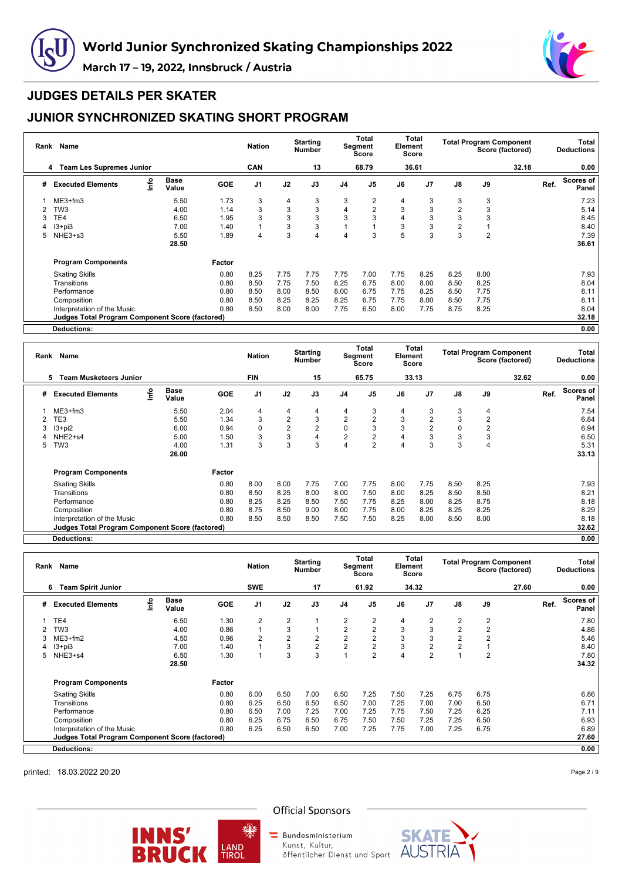# World Junior Synchronized Skating Championships 2022

**March 17 – 19, 2022, Innsbruck / Austria**

## JUDGES DETAILS PER SKATER

## JUNIOR SYNCHRONIZED SKATING SHORT PROGRAM

| Rank | Name | Nation | Starting Number | Total Segment Score | Total Element Score | Total Program Component Score (factored) | Total Deductions |
|---|---|---|---|---|---|---|---|
| 4 | Team Les Supremes Junior | CAN | 13 | 68.79 | 36.61 | 32.18 | 0.00 |

| # | Executed Elements | Info | Base Value | GOE | J1 | J2 | J3 | J4 | J5 | J6 | J7 | J8 | J9 | Ref. | Scores of Panel |
|---|---|---|---|---|---|---|---|---|---|---|---|---|---|---|---|
| 1 | ME3+fm3 | | 5.50 | 1.73 | 3 | 4 | 3 | 3 | 2 | 4 | 3 | 3 | 3 | | 7.23 |
| 2 | TW3 | | 4.00 | 1.14 | 3 | 3 | 3 | 4 | 2 | 3 | 3 | 2 | 3 | | 5.14 |
| 3 | TE4 | | 6.50 | 1.95 | 3 | 3 | 3 | 3 | 3 | 4 | 3 | 3 | 3 | | 8.45 |
| 4 | I3+pi3 | | 7.00 | 1.40 | 1 | 3 | 3 | 1 | 1 | 3 | 3 | 2 | 1 | | 8.40 |
| 5 | NHE3+s3 | | 5.50 | 1.89 | 4 | 3 | 4 | 4 | 3 | 5 | 3 | 3 | 2 | | 7.39 |
| | | | 28.50 | | | | | | | | | | | | 36.61 |

| Program Components | Factor | J1 | J2 | J3 | J4 | J5 | J6 | J7 | J8 | J9 | Scores of Panel |
|---|---|---|---|---|---|---|---|---|---|---|---|
| Skating Skills | 0.80 | 8.25 | 7.75 | 7.75 | 7.75 | 7.00 | 7.75 | 8.25 | 8.25 | 8.00 | 7.93 |
| Transitions | 0.80 | 8.50 | 7.75 | 7.50 | 8.25 | 6.75 | 8.00 | 8.00 | 8.50 | 8.25 | 8.04 |
| Performance | 0.80 | 8.50 | 8.00 | 8.50 | 8.00 | 6.75 | 7.75 | 8.25 | 8.50 | 7.75 | 8.11 |
| Composition | 0.80 | 8.50 | 8.25 | 8.25 | 8.25 | 6.75 | 7.75 | 8.00 | 8.50 | 7.75 | 8.11 |
| Interpretation of the Music | 0.80 | 8.50 | 8.00 | 8.00 | 7.75 | 6.50 | 8.00 | 7.75 | 8.75 | 8.25 | 8.04 |
| **Judges Total Program Component Score (factored)** | | | | | | | | | | | **32.18** |
| **Deductions:** | | | | | | | | | | | **0.00** |

| Rank | Name | Nation | Starting Number | Total Segment Score | Total Element Score | Total Program Component Score (factored) | Total Deductions |
|---|---|---|---|---|---|---|---|
| 5 | Team Musketeers Junior | FIN | 15 | 65.75 | 33.13 | 32.62 | 0.00 |

| # | Executed Elements | Info | Base Value | GOE | J1 | J2 | J3 | J4 | J5 | J6 | J7 | J8 | J9 | Ref. | Scores of Panel |
|---|---|---|---|---|---|---|---|---|---|---|---|---|---|---|---|
| 1 | ME3+fm3 | | 5.50 | 2.04 | 4 | 4 | 4 | 4 | 3 | 4 | 3 | 3 | 4 | | 7.54 |
| 2 | TE3 | | 5.50 | 1.34 | 3 | 2 | 3 | 2 | 2 | 3 | 2 | 3 | 2 | | 6.84 |
| 3 | I3+pi2 | | 6.00 | 0.94 | 0 | 2 | 2 | 0 | 3 | 3 | 2 | 0 | 2 | | 6.94 |
| 4 | NHE2+s4 | | 5.00 | 1.50 | 3 | 3 | 4 | 2 | 2 | 4 | 3 | 3 | 3 | | 6.50 |
| 5 | TW3 | | 4.00 | 1.31 | 3 | 3 | 3 | 4 | 2 | 4 | 3 | 3 | 4 | | 5.31 |
| | | | 26.00 | | | | | | | | | | | | 33.13 |

| Program Components | Factor | J1 | J2 | J3 | J4 | J5 | J6 | J7 | J8 | J9 | Scores of Panel |
|---|---|---|---|---|---|---|---|---|---|---|---|
| Skating Skills | 0.80 | 8.00 | 8.00 | 7.75 | 7.00 | 7.75 | 8.00 | 7.75 | 8.50 | 8.25 | 7.93 |
| Transitions | 0.80 | 8.50 | 8.25 | 8.00 | 8.00 | 7.50 | 8.00 | 8.25 | 8.50 | 8.50 | 8.21 |
| Performance | 0.80 | 8.25 | 8.25 | 8.50 | 7.50 | 7.75 | 8.25 | 8.00 | 8.25 | 8.75 | 8.18 |
| Composition | 0.80 | 8.75 | 8.50 | 9.00 | 8.00 | 7.75 | 8.00 | 8.25 | 8.25 | 8.50 | 8.29 |
| Interpretation of the Music | 0.80 | 8.50 | 8.50 | 8.50 | 7.50 | 7.50 | 8.25 | 8.00 | 8.50 | 8.00 | 8.18 |
| **Judges Total Program Component Score (factored)** | | | | | | | | | | | **32.62** |
| **Deductions:** | | | | | | | | | | | **0.00** |

| Rank | Name | Nation | Starting Number | Total Segment Score | Total Element Score | Total Program Component Score (factored) | Total Deductions |
|---|---|---|---|---|---|---|---|
| 6 | Team Spirit Junior | SWE | 17 | 61.92 | 34.32 | 27.60 | 0.00 |

| # | Executed Elements | Info | Base Value | GOE | J1 | J2 | J3 | J4 | J5 | J6 | J7 | J8 | J9 | Ref. | Scores of Panel |
|---|---|---|---|---|---|---|---|---|---|---|---|---|---|---|---|
| 1 | TE4 | | 6.50 | 1.30 | 2 | 2 | 1 | 2 | 2 | 4 | 2 | 2 | 2 | | 7.80 |
| 2 | TW3 | | 4.00 | 0.86 | 1 | 3 | 1 | 2 | 2 | 3 | 3 | 2 | 2 | | 4.86 |
| 3 | ME3+fm2 | | 4.50 | 0.96 | 2 | 2 | 2 | 2 | 2 | 3 | 3 | 2 | 2 | | 5.46 |
| 4 | I3+pi3 | | 7.00 | 1.40 | 1 | 3 | 2 | 2 | 2 | 3 | 2 | 2 | 1 | | 8.40 |
| 5 | NHE3+s4 | | 6.50 | 1.30 | 1 | 3 | 3 | 1 | 2 | 4 | 2 | 1 | 2 | | 7.80 |
| | | | 28.50 | | | | | | | | | | | | 34.32 |

| Program Components | Factor | J1 | J2 | J3 | J4 | J5 | J6 | J7 | J8 | J9 | Scores of Panel |
|---|---|---|---|---|---|---|---|---|---|---|---|
| Skating Skills | 0.80 | 6.00 | 6.50 | 7.00 | 6.50 | 7.25 | 7.50 | 7.25 | 6.75 | 6.75 | 6.86 |
| Transitions | 0.80 | 6.25 | 6.50 | 6.50 | 6.50 | 7.00 | 7.25 | 7.00 | 7.00 | 6.50 | 6.71 |
| Performance | 0.80 | 6.50 | 7.00 | 7.25 | 7.00 | 7.25 | 7.75 | 7.50 | 7.25 | 6.25 | 7.11 |
| Composition | 0.80 | 6.25 | 6.75 | 6.50 | 6.75 | 7.50 | 7.50 | 7.25 | 7.25 | 6.50 | 6.93 |
| Interpretation of the Music | 0.80 | 6.25 | 6.50 | 6.50 | 7.00 | 7.25 | 7.75 | 7.00 | 7.25 | 6.75 | 6.89 |
| **Judges Total Program Component Score (factored)** | | | | | | | | | | | **27.60** |
| **Deductions:** | | | | | | | | | | | **0.00** |

printed: 18.03.2022 20:20

Official Sponsors

Bundesministerium Kunst, Kultur, öffentlicher Dienst und Sport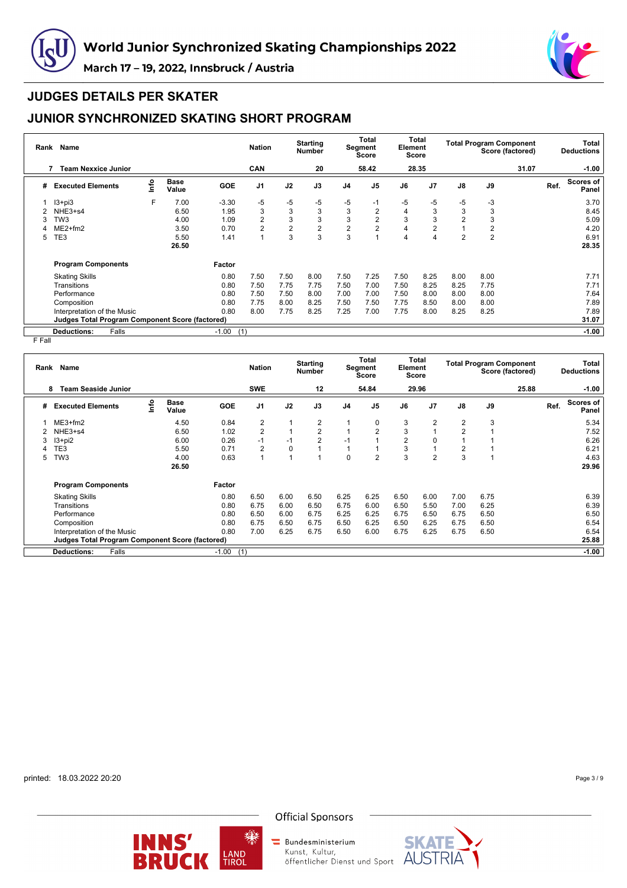# World Junior Synchronized Skating Championships 2022

March 17 – 19, 2022, Innsbruck / Austria

## JUDGES DETAILS PER SKATER

## JUNIOR SYNCHRONIZED SKATING SHORT PROGRAM

| Rank | Name | Nation | Starting Number | Total Segment Score | Total Element Score | Total Program Component Score (factored) | Total Deductions |
|---|---|---|---|---|---|---|---|
| 7 | Team Nexxice Junior | CAN | 20 | 58.42 | 28.35 | 31.07 | -1.00 |

| # | Executed Elements | Info | Base Value | GOE | J1 | J2 | J3 | J4 | J5 | J6 | J7 | J8 | J9 | Ref. | Scores of Panel |
|---|---|---|---|---|---|---|---|---|---|---|---|---|---|---|---|
| 1 | I3+pi3 | F | 7.00 | -3.30 | -5 | -5 | -5 | -5 | -1 | -5 | -5 | -5 | -3 | | 3.70 |
| 2 | NHE3+s4 | | 6.50 | 1.95 | 3 | 3 | 3 | 3 | 2 | 4 | 3 | 3 | 3 | | 8.45 |
| 3 | TW3 | | 4.00 | 1.09 | 2 | 3 | 3 | 3 | 2 | 3 | 3 | 2 | 3 | | 5.09 |
| 4 | ME2+fm2 | | 3.50 | 0.70 | 2 | 2 | 2 | 2 | 2 | 4 | 2 | 1 | 2 | | 4.20 |
| 5 | TE3 | | 5.50 | 1.41 | 1 | 3 | 3 | 3 | 1 | 4 | 4 | 2 | 2 | | 6.91 |
| | | | 26.50 | | | | | | | | | | | | 28.35 |
| | **Program Components** | | | **Factor** | | | | | | | | | | | |
| | Skating Skills | | | 0.80 | 7.50 | 7.50 | 8.00 | 7.50 | 7.25 | 7.50 | 8.25 | 8.00 | 8.00 | | 7.71 |
| | Transitions | | | 0.80 | 7.50 | 7.75 | 7.75 | 7.50 | 7.00 | 7.50 | 8.25 | 8.25 | 7.75 | | 7.71 |
| | Performance | | | 0.80 | 7.50 | 7.50 | 8.00 | 7.00 | 7.00 | 7.50 | 8.00 | 8.00 | 8.00 | | 7.64 |
| | Composition | | | 0.80 | 7.75 | 8.00 | 8.25 | 7.50 | 7.50 | 7.75 | 8.50 | 8.00 | 8.00 | | 7.89 |
| | Interpretation of the Music | | | 0.80 | 8.00 | 7.75 | 8.25 | 7.25 | 7.00 | 7.75 | 8.00 | 8.25 | 8.25 | | 7.89 |
| | **Judges Total Program Component Score (factored)** | | | | | | | | | | | | | | **31.07** |
| | **Deductions:** Falls | | | -1.00 (1) | | | | | | | | | | | **-1.00** |

F Fall

| Rank | Name | Nation | Starting Number | Total Segment Score | Total Element Score | Total Program Component Score (factored) | Total Deductions |
|---|---|---|---|---|---|---|---|
| 8 | Team Seaside Junior | SWE | 12 | 54.84 | 29.96 | 25.88 | -1.00 |

| # | Executed Elements | Info | Base Value | GOE | J1 | J2 | J3 | J4 | J5 | J6 | J7 | J8 | J9 | Ref. | Scores of Panel |
|---|---|---|---|---|---|---|---|---|---|---|---|---|---|---|---|
| 1 | ME3+fm2 | | 4.50 | 0.84 | 2 | 1 | 2 | 1 | 0 | 3 | 2 | 2 | 3 | | 5.34 |
| 2 | NHE3+s4 | | 6.50 | 1.02 | 2 | 1 | 2 | 1 | 2 | 3 | 1 | 2 | 1 | | 7.52 |
| 3 | I3+pi2 | | 6.00 | 0.26 | -1 | -1 | 2 | -1 | 1 | 2 | 0 | 1 | 1 | | 6.26 |
| 4 | TE3 | | 5.50 | 0.71 | 2 | 0 | 1 | 1 | 1 | 3 | 1 | 2 | 1 | | 6.21 |
| 5 | TW3 | | 4.00 | 0.63 | 1 | 1 | 1 | 0 | 2 | 3 | 2 | 3 | 1 | | 4.63 |
| | | | 26.50 | | | | | | | | | | | | 29.96 |
| | **Program Components** | | | **Factor** | | | | | | | | | | | |
| | Skating Skills | | | 0.80 | 6.50 | 6.00 | 6.50 | 6.25 | 6.25 | 6.50 | 6.00 | 7.00 | 6.75 | | 6.39 |
| | Transitions | | | 0.80 | 6.75 | 6.00 | 6.50 | 6.75 | 6.00 | 6.50 | 5.50 | 7.00 | 6.25 | | 6.39 |
| | Performance | | | 0.80 | 6.50 | 6.00 | 6.75 | 6.25 | 6.25 | 6.75 | 6.50 | 6.75 | 6.50 | | 6.50 |
| | Composition | | | 0.80 | 6.75 | 6.50 | 6.75 | 6.50 | 6.25 | 6.50 | 6.25 | 6.75 | 6.50 | | 6.54 |
| | Interpretation of the Music | | | 0.80 | 7.00 | 6.25 | 6.75 | 6.50 | 6.00 | 6.75 | 6.25 | 6.75 | 6.50 | | 6.54 |
| | **Judges Total Program Component Score (factored)** | | | | | | | | | | | | | | **25.88** |
| | **Deductions:** Falls | | | -1.00 (1) | | | | | | | | | | | **-1.00** |

printed: 18.03.2022 20:20

Official Sponsors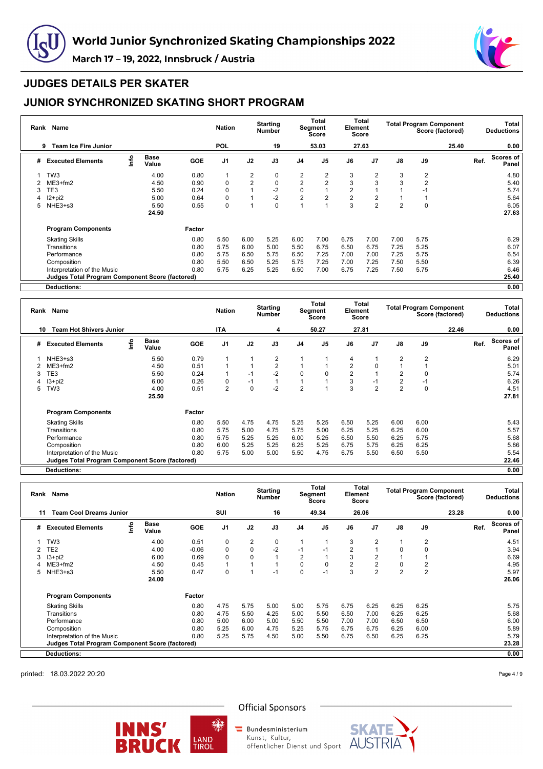# World Junior Synchronized Skating Championships 2022

**March 17 – 19, 2022, Innsbruck / Austria**

## JUDGES DETAILS PER SKATER

## JUNIOR SYNCHRONIZED SKATING SHORT PROGRAM

| Rank | Name | Nation | Starting Number | Total Segment Score | Total Element Score | Total Program Component Score (factored) | Total Deductions |
|---|---|---|---|---|---|---|---|
| 9 | Team Ice Fire Junior | POL | 19 | 53.03 | 27.63 | 25.40 | 0.00 |

| # | Executed Elements | Info | Base Value | GOE | J1 | J2 | J3 | J4 | J5 | J6 | J7 | J8 | J9 | Ref. | Scores of Panel |
|---|---|---|---|---|---|---|---|---|---|---|---|---|---|---|---|
| 1 | TW3 | | 4.00 | 0.80 | 1 | 2 | 0 | 2 | 2 | 3 | 2 | 3 | 2 | | 4.80 |
| 2 | ME3+fm2 | | 4.50 | 0.90 | 0 | 2 | 0 | 2 | 2 | 3 | 3 | 3 | 2 | | 5.40 |
| 3 | TE3 | | 5.50 | 0.24 | 0 | 1 | -2 | 0 | 1 | 2 | 1 | 1 | -1 | | 5.74 |
| 4 | I2+pi2 | | 5.00 | 0.64 | 0 | 1 | -2 | 2 | 2 | 2 | 2 | 1 | 1 | | 5.64 |
| 5 | NHE3+s3 | | 5.50 | 0.55 | 0 | 1 | 0 | 1 | 1 | 3 | 2 | 2 | 0 | | 6.05 |
| | | | 24.50 | | | | | | | | | | | | 27.63 |

| Program Components | Factor | J1 | J2 | J3 | J4 | J5 | J6 | J7 | J8 | J9 | Scores of Panel |
|---|---|---|---|---|---|---|---|---|---|---|---|
| Skating Skills | 0.80 | 5.50 | 6.00 | 5.25 | 6.00 | 7.00 | 6.75 | 7.00 | 7.00 | 5.75 | 6.29 |
| Transitions | 0.80 | 5.75 | 6.00 | 5.00 | 5.50 | 6.75 | 6.50 | 6.75 | 7.25 | 5.25 | 6.07 |
| Performance | 0.80 | 5.75 | 6.50 | 5.75 | 6.50 | 7.25 | 7.00 | 7.00 | 7.25 | 5.75 | 6.54 |
| Composition | 0.80 | 5.50 | 6.50 | 5.25 | 5.75 | 7.25 | 7.00 | 7.25 | 7.50 | 5.50 | 6.39 |
| Interpretation of the Music | 0.80 | 5.75 | 6.25 | 5.25 | 6.50 | 7.00 | 6.75 | 7.25 | 7.50 | 5.75 | 6.46 |
| **Judges Total Program Component Score (factored)** | | | | | | | | | | | 25.40 |
| **Deductions:** | | | | | | | | | | | 0.00 |

| Rank | Name | Nation | Starting Number | Total Segment Score | Total Element Score | Total Program Component Score (factored) | Total Deductions |
|---|---|---|---|---|---|---|---|
| 10 | Team Hot Shivers Junior | ITA | 4 | 50.27 | 27.81 | 22.46 | 0.00 |

| # | Executed Elements | Info | Base Value | GOE | J1 | J2 | J3 | J4 | J5 | J6 | J7 | J8 | J9 | Ref. | Scores of Panel |
|---|---|---|---|---|---|---|---|---|---|---|---|---|---|---|---|
| 1 | NHE3+s3 | | 5.50 | 0.79 | 1 | 1 | 2 | 1 | 1 | 4 | 1 | 2 | 2 | | 6.29 |
| 2 | ME3+fm2 | | 4.50 | 0.51 | 1 | 1 | 2 | 1 | 1 | 2 | 0 | 1 | 1 | | 5.01 |
| 3 | TE3 | | 5.50 | 0.24 | 1 | -1 | -2 | 0 | 0 | 2 | 1 | 2 | 0 | | 5.74 |
| 4 | I3+pi2 | | 6.00 | 0.26 | 0 | -1 | 1 | 1 | 1 | 3 | -1 | 2 | -1 | | 6.26 |
| 5 | TW3 | | 4.00 | 0.51 | 2 | 0 | -2 | 2 | 1 | 3 | 2 | 2 | 0 | | 4.51 |
| | | | 25.50 | | | | | | | | | | | | 27.81 |

| Program Components | Factor | J1 | J2 | J3 | J4 | J5 | J6 | J7 | J8 | J9 | Scores of Panel |
|---|---|---|---|---|---|---|---|---|---|---|---|
| Skating Skills | 0.80 | 5.50 | 4.75 | 4.75 | 5.25 | 5.25 | 6.50 | 5.25 | 6.00 | 6.00 | 5.43 |
| Transitions | 0.80 | 5.75 | 5.00 | 4.75 | 5.75 | 5.00 | 6.25 | 5.25 | 6.25 | 6.00 | 5.57 |
| Performance | 0.80 | 5.75 | 5.25 | 5.25 | 6.00 | 5.25 | 6.50 | 5.50 | 6.25 | 5.75 | 5.68 |
| Composition | 0.80 | 6.00 | 5.25 | 5.25 | 6.25 | 5.25 | 6.75 | 5.75 | 6.25 | 6.25 | 5.86 |
| Interpretation of the Music | 0.80 | 5.75 | 5.00 | 5.00 | 5.50 | 4.75 | 6.75 | 5.50 | 6.50 | 5.50 | 5.54 |
| **Judges Total Program Component Score (factored)** | | | | | | | | | | | 22.46 |
| **Deductions:** | | | | | | | | | | | 0.00 |

| Rank | Name | Nation | Starting Number | Total Segment Score | Total Element Score | Total Program Component Score (factored) | Total Deductions |
|---|---|---|---|---|---|---|---|
| 11 | Team Cool Dreams Junior | SUI | 16 | 49.34 | 26.06 | 23.28 | 0.00 |

| # | Executed Elements | Info | Base Value | GOE | J1 | J2 | J3 | J4 | J5 | J6 | J7 | J8 | J9 | Ref. | Scores of Panel |
|---|---|---|---|---|---|---|---|---|---|---|---|---|---|---|---|
| 1 | TW3 | | 4.00 | 0.51 | 0 | 2 | 0 | 1 | 1 | 3 | 2 | 1 | 2 | | 4.51 |
| 2 | TE2 | | 4.00 | -0.06 | 0 | 0 | -2 | -1 | -1 | 2 | 1 | 0 | 0 | | 3.94 |
| 3 | I3+pi2 | | 6.00 | 0.69 | 0 | 0 | 1 | 2 | 1 | 3 | 2 | 1 | 1 | | 6.69 |
| 4 | ME3+fm2 | | 4.50 | 0.45 | 1 | 1 | 1 | 0 | 0 | 2 | 2 | 0 | 2 | | 4.95 |
| 5 | NHE3+s3 | | 5.50 | 0.47 | 0 | 1 | -1 | 0 | -1 | 3 | 2 | 2 | 2 | | 5.97 |
| | | | 24.00 | | | | | | | | | | | | 26.06 |

| Program Components | Factor | J1 | J2 | J3 | J4 | J5 | J6 | J7 | J8 | J9 | Scores of Panel |
|---|---|---|---|---|---|---|---|---|---|---|---|
| Skating Skills | 0.80 | 4.75 | 5.75 | 5.00 | 5.00 | 5.75 | 6.75 | 6.25 | 6.25 | 6.25 | 5.75 |
| Transitions | 0.80 | 4.75 | 5.50 | 4.25 | 5.00 | 5.50 | 6.50 | 7.00 | 6.25 | 6.25 | 5.68 |
| Performance | 0.80 | 5.00 | 6.00 | 5.00 | 5.50 | 5.50 | 7.00 | 7.00 | 6.50 | 6.50 | 6.00 |
| Composition | 0.80 | 5.25 | 6.00 | 4.75 | 5.25 | 5.75 | 6.75 | 6.75 | 6.25 | 6.00 | 5.89 |
| Interpretation of the Music | 0.80 | 5.25 | 5.75 | 4.50 | 5.00 | 5.50 | 6.75 | 6.50 | 6.25 | 6.25 | 5.79 |
| **Judges Total Program Component Score (factored)** | | | | | | | | | | | 23.28 |
| **Deductions:** | | | | | | | | | | | 0.00 |

printed: 18.03.2022 20:20

Official Sponsors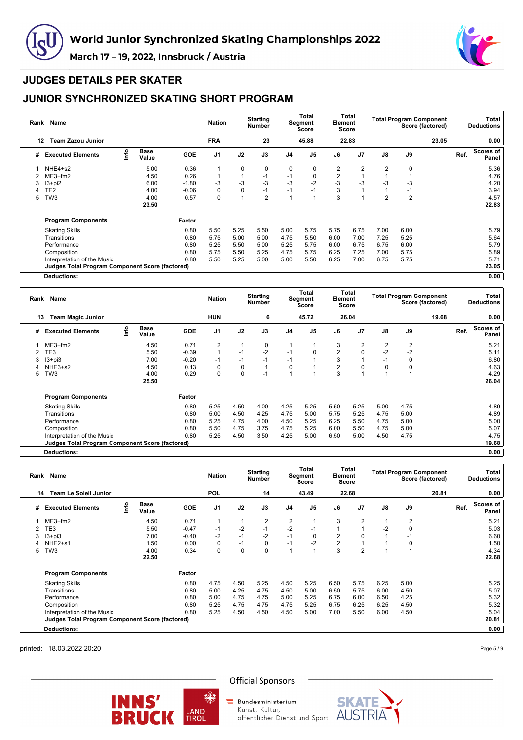# World Junior Synchronized Skating Championships 2022

March 17 – 19, 2022, Innsbruck / Austria

## JUDGES DETAILS PER SKATER

## JUNIOR SYNCHRONIZED SKATING SHORT PROGRAM

| Rank | Name | Nation | Starting Number | Total Segment Score | Total Element Score | Total Program Component Score (factored) | Total Deductions |
|---|---|---|---|---|---|---|---|
| 12 | Team Zazou Junior | FRA | 23 | 45.88 | 22.83 | 23.05 | 0.00 |

| # | Executed Elements | Info | Base Value | GOE | J1 | J2 | J3 | J4 | J5 | J6 | J7 | J8 | J9 | Ref. | Scores of Panel |
|---|---|---|---|---|---|---|---|---|---|---|---|---|---|---|---|
| 1 | NHE4+s2 | | 5.00 | 0.36 | 1 | 0 | 0 | 0 | 0 | 2 | 2 | 2 | 0 | | 5.36 |
| 2 | ME3+fm2 | | 4.50 | 0.26 | 1 | 1 | -1 | -1 | 0 | 2 | 1 | 1 | 1 | | 4.76 |
| 3 | I3+pi2 | | 6.00 | -1.80 | -3 | -3 | -3 | -3 | -2 | -3 | -3 | -3 | -3 | | 4.20 |
| 4 | TE2 | | 4.00 | -0.06 | 0 | 0 | -1 | -1 | -1 | 3 | 1 | 1 | -1 | | 3.94 |
| 5 | TW3 | | 4.00 | 0.57 | 0 | 1 | 2 | 1 | 1 | 3 | 1 | 2 | 2 | | 4.57 |
| | | | 23.50 | | | | | | | | | | | | 22.83 |

| Program Components | Factor | J1 | J2 | J3 | J4 | J5 | J6 | J7 | J8 | J9 | Scores of Panel |
|---|---|---|---|---|---|---|---|---|---|---|---|
| Skating Skills | 0.80 | 5.50 | 5.25 | 5.50 | 5.00 | 5.75 | 5.75 | 6.75 | 7.00 | 6.00 | 5.79 |
| Transitions | 0.80 | 5.75 | 5.00 | 5.00 | 4.75 | 5.50 | 6.00 | 7.00 | 7.25 | 5.25 | 5.64 |
| Performance | 0.80 | 5.25 | 5.50 | 5.00 | 5.25 | 5.75 | 6.00 | 6.75 | 6.75 | 6.00 | 5.79 |
| Composition | 0.80 | 5.75 | 5.50 | 5.25 | 4.75 | 5.75 | 6.25 | 7.25 | 7.00 | 5.75 | 5.89 |
| Interpretation of the Music | 0.80 | 5.50 | 5.25 | 5.00 | 5.00 | 5.50 | 6.25 | 7.00 | 6.75 | 5.75 | 5.71 |
| Judges Total Program Component Score (factored) | | | | | | | | | | | 23.05 |

**Deductions:** 0.00

| Rank | Name | Nation | Starting Number | Total Segment Score | Total Element Score | Total Program Component Score (factored) | Total Deductions |
|---|---|---|---|---|---|---|---|
| 13 | Team Magic Junior | HUN | 6 | 45.72 | 26.04 | 19.68 | 0.00 |

| # | Executed Elements | Info | Base Value | GOE | J1 | J2 | J3 | J4 | J5 | J6 | J7 | J8 | J9 | Ref. | Scores of Panel |
|---|---|---|---|---|---|---|---|---|---|---|---|---|---|---|---|
| 1 | ME3+fm2 | | 4.50 | 0.71 | 2 | 1 | 0 | 1 | 1 | 3 | 2 | 2 | 2 | | 5.21 |
| 2 | TE3 | | 5.50 | -0.39 | 1 | -1 | -2 | -1 | 0 | 2 | 0 | -2 | -2 | | 5.11 |
| 3 | I3+pi3 | | 7.00 | -0.20 | -1 | -1 | -1 | -1 | 1 | 3 | 1 | -1 | 0 | | 6.80 |
| 4 | NHE3+s2 | | 4.50 | 0.13 | 0 | 0 | 1 | 0 | 1 | 2 | 0 | 0 | 0 | | 4.63 |
| 5 | TW3 | | 4.00 | 0.29 | 0 | 0 | -1 | 1 | 1 | 3 | 1 | 1 | 1 | | 4.29 |
| | | | 25.50 | | | | | | | | | | | | 26.04 |

| Program Components | Factor | J1 | J2 | J3 | J4 | J5 | J6 | J7 | J8 | J9 | Scores of Panel |
|---|---|---|---|---|---|---|---|---|---|---|---|
| Skating Skills | 0.80 | 5.25 | 4.50 | 4.00 | 4.25 | 5.25 | 5.50 | 5.25 | 5.00 | 4.75 | 4.89 |
| Transitions | 0.80 | 5.00 | 4.50 | 4.25 | 4.75 | 5.00 | 5.75 | 5.25 | 4.75 | 5.00 | 4.89 |
| Performance | 0.80 | 5.25 | 4.75 | 4.00 | 4.50 | 5.25 | 6.25 | 5.50 | 4.75 | 5.00 | 5.00 |
| Composition | 0.80 | 5.50 | 4.75 | 3.75 | 4.75 | 5.25 | 6.00 | 5.50 | 4.75 | 5.00 | 5.07 |
| Interpretation of the Music | 0.80 | 5.25 | 4.50 | 3.50 | 4.25 | 5.00 | 6.50 | 5.00 | 4.50 | 4.75 | 4.75 |
| Judges Total Program Component Score (factored) | | | | | | | | | | | 19.68 |

**Deductions:** 0.00

| Rank | Name | Nation | Starting Number | Total Segment Score | Total Element Score | Total Program Component Score (factored) | Total Deductions |
|---|---|---|---|---|---|---|---|
| 14 | Team Le Soleil Junior | POL | 14 | 43.49 | 22.68 | 20.81 | 0.00 |

| # | Executed Elements | Info | Base Value | GOE | J1 | J2 | J3 | J4 | J5 | J6 | J7 | J8 | J9 | Ref. | Scores of Panel |
|---|---|---|---|---|---|---|---|---|---|---|---|---|---|---|---|
| 1 | ME3+fm2 | | 4.50 | 0.71 | 1 | 1 | 2 | 2 | 1 | 3 | 2 | 1 | 2 | | 5.21 |
| 2 | TE3 | | 5.50 | -0.47 | -1 | -2 | -1 | -2 | -1 | 1 | 1 | -2 | 0 | | 5.03 |
| 3 | I3+pi3 | | 7.00 | -0.40 | -2 | -1 | -2 | -1 | 0 | 2 | 0 | 1 | -1 | | 6.60 |
| 4 | NHE2+s1 | | 1.50 | 0.00 | 0 | -1 | 0 | -1 | -2 | 2 | 1 | 1 | 0 | | 1.50 |
| 5 | TW3 | | 4.00 | 0.34 | 0 | 0 | 0 | 1 | 1 | 3 | 2 | 1 | 1 | | 4.34 |
| | | | 22.50 | | | | | | | | | | | | 22.68 |

| Program Components | Factor | J1 | J2 | J3 | J4 | J5 | J6 | J7 | J8 | J9 | Scores of Panel |
|---|---|---|---|---|---|---|---|---|---|---|---|
| Skating Skills | 0.80 | 4.75 | 4.50 | 5.25 | 4.50 | 5.25 | 6.50 | 5.75 | 6.25 | 5.00 | 5.25 |
| Transitions | 0.80 | 5.00 | 4.25 | 4.75 | 4.50 | 5.00 | 6.50 | 5.75 | 6.00 | 4.50 | 5.07 |
| Performance | 0.80 | 5.00 | 4.75 | 4.75 | 5.00 | 5.25 | 6.75 | 6.00 | 6.50 | 4.25 | 5.32 |
| Composition | 0.80 | 5.25 | 4.75 | 4.75 | 4.75 | 5.25 | 6.75 | 6.25 | 6.25 | 4.50 | 5.32 |
| Interpretation of the Music | 0.80 | 5.25 | 4.50 | 4.50 | 4.50 | 5.00 | 7.00 | 5.50 | 6.00 | 4.50 | 5.04 |
| Judges Total Program Component Score (factored) | | | | | | | | | | | 20.81 |

**Deductions:** 0.00

printed: 18.03.2022 20:20

Official Sponsors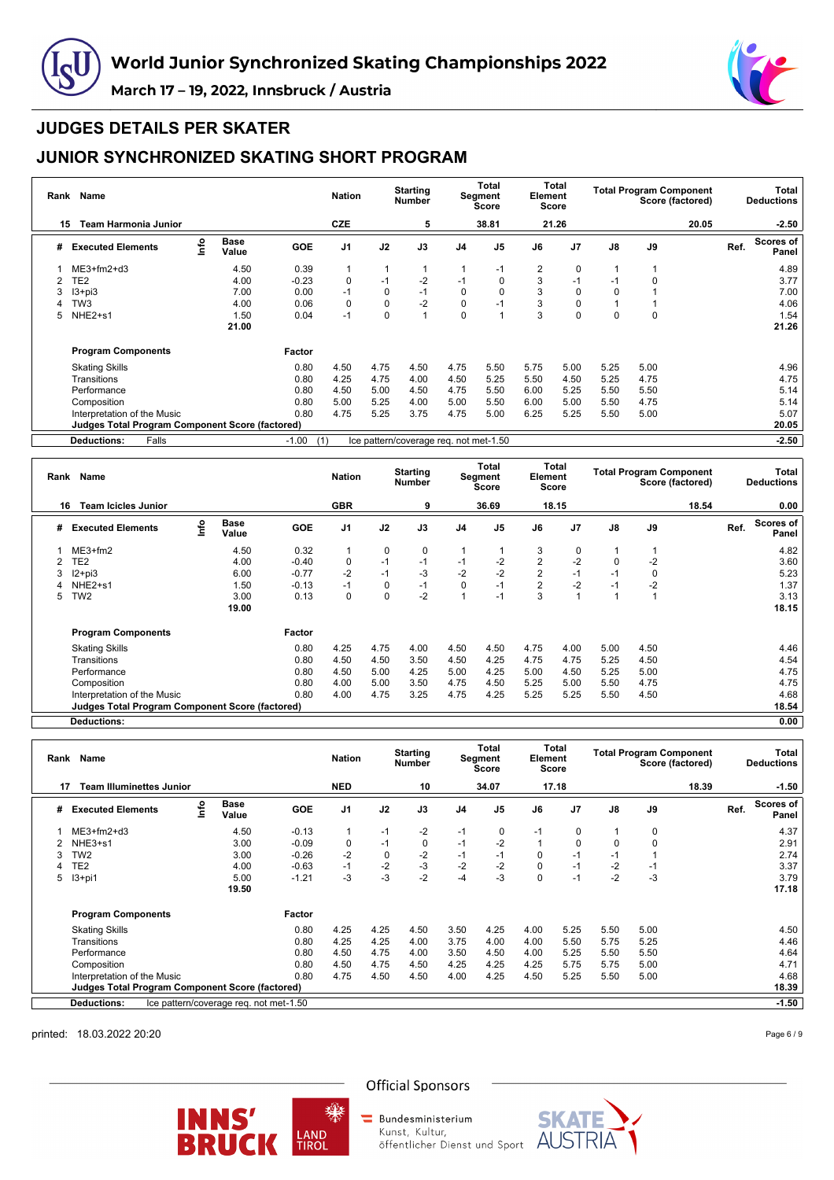# World Junior Synchronized Skating Championships 2022

**March 17 – 19, 2022, Innsbruck / Austria**

## JUDGES DETAILS PER SKATER

## JUNIOR SYNCHRONIZED SKATING SHORT PROGRAM

| Rank | Name | Nation | Starting Number | Total Segment Score | Total Element Score | Total Program Component Score (factored) | Total Deductions |
|---|---|---|---|---|---|---|---|
| 15 | Team Harmonia Junior | CZE | 5 | 38.81 | 21.26 | 20.05 | -2.50 |

| # | Executed Elements | Info | Base Value | GOE | J1 | J2 | J3 | J4 | J5 | J6 | J7 | J8 | J9 | Ref. | Scores of Panel |
|---|---|---|---|---|---|---|---|---|---|---|---|---|---|---|---|
| 1 | ME3+fm2+d3 | | 4.50 | 0.39 | 1 | 1 | 1 | 1 | -1 | 2 | 0 | 1 | 1 | | 4.89 |
| 2 | TE2 | | 4.00 | -0.23 | 0 | -1 | -2 | -1 | 0 | 3 | -1 | -1 | 0 | | 3.77 |
| 3 | I3+pi3 | | 7.00 | 0.00 | -1 | 0 | -1 | 0 | 0 | 3 | 0 | 0 | 1 | | 7.00 |
| 4 | TW3 | | 4.00 | 0.06 | 0 | 0 | -2 | 0 | -1 | 3 | 0 | 1 | 1 | | 4.06 |
| 5 | NHE2+s1 | | 1.50 | 0.04 | -1 | 0 | 1 | 0 | 1 | 3 | 0 | 0 | 0 | | 1.54 |
| | | | 21.00 | | | | | | | | | | | | 21.26 |

| Program Components | Factor | J1 | J2 | J3 | J4 | J5 | J6 | J7 | J8 | J9 | Scores of Panel |
|---|---|---|---|---|---|---|---|---|---|---|---|
| Skating Skills | 0.80 | 4.50 | 4.75 | 4.50 | 4.75 | 5.50 | 5.75 | 5.00 | 5.25 | 5.00 | 4.96 |
| Transitions | 0.80 | 4.25 | 4.75 | 4.00 | 4.50 | 5.25 | 5.50 | 4.50 | 5.25 | 4.75 | 4.75 |
| Performance | 0.80 | 4.50 | 5.00 | 4.50 | 4.75 | 5.50 | 6.00 | 5.25 | 5.50 | 5.50 | 5.14 |
| Composition | 0.80 | 5.00 | 5.25 | 4.00 | 5.00 | 5.50 | 6.00 | 5.00 | 5.50 | 4.75 | 5.14 |
| Interpretation of the Music | 0.80 | 4.75 | 5.25 | 3.75 | 4.75 | 5.00 | 6.25 | 5.25 | 5.50 | 5.00 | 5.07 |
| **Judges Total Program Component Score (factored)** | | | | | | | | | | | **20.05** |

**Deductions:** Falls -1.00 (1) Ice pattern/coverage req. not met-1.50 — **-2.50**

| Rank | Name | Nation | Starting Number | Total Segment Score | Total Element Score | Total Program Component Score (factored) | Total Deductions |
|---|---|---|---|---|---|---|---|
| 16 | Team Icicles Junior | GBR | 9 | 36.69 | 18.15 | 18.54 | 0.00 |

| # | Executed Elements | Info | Base Value | GOE | J1 | J2 | J3 | J4 | J5 | J6 | J7 | J8 | J9 | Ref. | Scores of Panel |
|---|---|---|---|---|---|---|---|---|---|---|---|---|---|---|---|
| 1 | ME3+fm2 | | 4.50 | 0.32 | 1 | 0 | 0 | 1 | 1 | 3 | 0 | 1 | 1 | | 4.82 |
| 2 | TE2 | | 4.00 | -0.40 | 0 | -1 | -1 | -1 | -2 | 2 | -2 | 0 | -2 | | 3.60 |
| 3 | I2+pi3 | | 6.00 | -0.77 | -2 | -1 | -3 | -2 | -2 | 2 | -1 | -1 | 0 | | 5.23 |
| 4 | NHE2+s1 | | 1.50 | -0.13 | -1 | 0 | -1 | 0 | -1 | 2 | -2 | -1 | -2 | | 1.37 |
| 5 | TW2 | | 3.00 | 0.13 | 0 | 0 | -2 | 1 | -1 | 3 | 1 | 1 | 1 | | 3.13 |
| | | | 19.00 | | | | | | | | | | | | 18.15 |

| Program Components | Factor | J1 | J2 | J3 | J4 | J5 | J6 | J7 | J8 | J9 | Scores of Panel |
|---|---|---|---|---|---|---|---|---|---|---|---|
| Skating Skills | 0.80 | 4.25 | 4.75 | 4.00 | 4.50 | 4.50 | 4.75 | 4.00 | 5.00 | 4.50 | 4.46 |
| Transitions | 0.80 | 4.50 | 4.50 | 3.50 | 4.50 | 4.25 | 4.75 | 4.75 | 5.25 | 4.50 | 4.54 |
| Performance | 0.80 | 4.50 | 5.00 | 4.25 | 5.00 | 4.25 | 5.00 | 4.50 | 5.25 | 5.00 | 4.75 |
| Composition | 0.80 | 4.00 | 5.00 | 3.50 | 4.75 | 4.50 | 5.25 | 5.00 | 5.50 | 4.75 | 4.75 |
| Interpretation of the Music | 0.80 | 4.00 | 4.75 | 3.25 | 4.75 | 4.25 | 5.25 | 5.25 | 5.50 | 4.50 | 4.68 |
| **Judges Total Program Component Score (factored)** | | | | | | | | | | | **18.54** |

**Deductions:** — **0.00**

| Rank | Name | Nation | Starting Number | Total Segment Score | Total Element Score | Total Program Component Score (factored) | Total Deductions |
|---|---|---|---|---|---|---|---|
| 17 | Team Illuminettes Junior | NED | 10 | 34.07 | 17.18 | 18.39 | -1.50 |

| # | Executed Elements | Info | Base Value | GOE | J1 | J2 | J3 | J4 | J5 | J6 | J7 | J8 | J9 | Ref. | Scores of Panel |
|---|---|---|---|---|---|---|---|---|---|---|---|---|---|---|---|
| 1 | ME3+fm2+d3 | | 4.50 | -0.13 | 1 | -1 | -2 | -1 | 0 | -1 | 0 | 1 | 0 | | 4.37 |
| 2 | NHE3+s1 | | 3.00 | -0.09 | 0 | -1 | 0 | -1 | -2 | 1 | 0 | 0 | 0 | | 2.91 |
| 3 | TW2 | | 3.00 | -0.26 | -2 | 0 | -2 | -1 | -1 | 0 | -1 | -1 | 1 | | 2.74 |
| 4 | TE2 | | 4.00 | -0.63 | -1 | -2 | -3 | -2 | -2 | 0 | -1 | -2 | -1 | | 3.37 |
| 5 | I3+pi1 | | 5.00 | -1.21 | -3 | -3 | -2 | -4 | -3 | 0 | -1 | -2 | -3 | | 3.79 |
| | | | 19.50 | | | | | | | | | | | | 17.18 |

| Program Components | Factor | J1 | J2 | J3 | J4 | J5 | J6 | J7 | J8 | J9 | Scores of Panel |
|---|---|---|---|---|---|---|---|---|---|---|---|
| Skating Skills | 0.80 | 4.25 | 4.25 | 4.50 | 3.50 | 4.25 | 4.00 | 5.25 | 5.50 | 5.00 | 4.50 |
| Transitions | 0.80 | 4.25 | 4.25 | 4.00 | 3.75 | 4.00 | 4.00 | 5.50 | 5.75 | 5.25 | 4.46 |
| Performance | 0.80 | 4.50 | 4.75 | 4.00 | 3.50 | 4.50 | 4.00 | 5.25 | 5.50 | 5.50 | 4.64 |
| Composition | 0.80 | 4.50 | 4.75 | 4.50 | 4.25 | 4.25 | 4.25 | 5.75 | 5.75 | 5.00 | 4.71 |
| Interpretation of the Music | 0.80 | 4.75 | 4.50 | 4.50 | 4.00 | 4.25 | 4.50 | 5.25 | 5.50 | 5.00 | 4.68 |
| **Judges Total Program Component Score (factored)** | | | | | | | | | | | **18.39** |

**Deductions:** Ice pattern/coverage req. not met-1.50 — **-1.50**

printed: 18.03.2022 20:20

Official Sponsors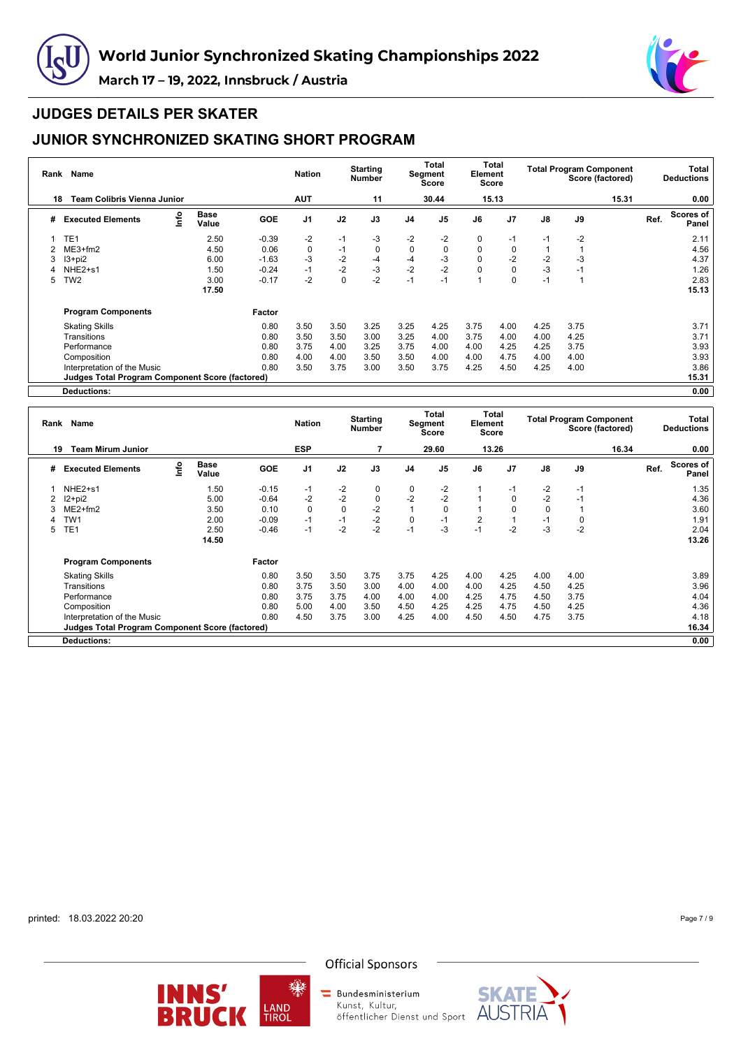# World Junior Synchronized Skating Championships 2022

March 17 – 19, 2022, Innsbruck / Austria

## JUDGES DETAILS PER SKATER

## JUNIOR SYNCHRONIZED SKATING SHORT PROGRAM

| Rank | Name | Nation | Starting Number | Total Segment Score | Total Element Score | Total Program Component Score (factored) | Total Deductions |
|---|---|---|---|---|---|---|---|
| 18 | Team Colibris Vienna Junior | AUT | 11 | 30.44 | 15.13 | 15.31 | 0.00 |

| # | Executed Elements | Info | Base Value | GOE | J1 | J2 | J3 | J4 | J5 | J6 | J7 | J8 | J9 | Ref. | Scores of Panel |
|---|---|---|---|---|---|---|---|---|---|---|---|---|---|---|---|
| 1 | TE1 | | 2.50 | -0.39 | -2 | -1 | -3 | -2 | -2 | 0 | -1 | -1 | -2 | | 2.11 |
| 2 | ME3+fm2 | | 4.50 | 0.06 | 0 | -1 | 0 | 0 | 0 | 0 | 0 | 1 | 1 | | 4.56 |
| 3 | I3+pi2 | | 6.00 | -1.63 | -3 | -2 | -4 | -4 | -3 | 0 | -2 | -2 | -3 | | 4.37 |
| 4 | NHE2+s1 | | 1.50 | -0.24 | -1 | -2 | -3 | -2 | -2 | 0 | 0 | -3 | -1 | | 1.26 |
| 5 | TW2 | | 3.00 | -0.17 | -2 | 0 | -2 | -1 | -1 | 1 | 0 | -1 | 1 | | 2.83 |
| | | | 17.50 | | | | | | | | | | | | 15.13 |

| Program Components | Factor | J1 | J2 | J3 | J4 | J5 | J6 | J7 | J8 | J9 | Scores of Panel |
|---|---|---|---|---|---|---|---|---|---|---|---|
| Skating Skills | 0.80 | 3.50 | 3.50 | 3.25 | 3.25 | 4.25 | 3.75 | 4.00 | 4.25 | 3.75 | 3.71 |
| Transitions | 0.80 | 3.50 | 3.50 | 3.00 | 3.25 | 4.00 | 3.75 | 4.00 | 4.00 | 4.25 | 3.71 |
| Performance | 0.80 | 3.75 | 4.00 | 3.25 | 3.75 | 4.00 | 4.00 | 4.25 | 4.25 | 3.75 | 3.93 |
| Composition | 0.80 | 4.00 | 4.00 | 3.50 | 3.50 | 4.00 | 4.00 | 4.75 | 4.00 | 4.00 | 3.93 |
| Interpretation of the Music | 0.80 | 3.50 | 3.75 | 3.00 | 3.50 | 3.75 | 4.25 | 4.50 | 4.25 | 4.00 | 3.86 |
| Judges Total Program Component Score (factored) | | | | | | | | | | | 15.31 |
| Deductions: | | | | | | | | | | | 0.00 |

| Rank | Name | Nation | Starting Number | Total Segment Score | Total Element Score | Total Program Component Score (factored) | Total Deductions |
|---|---|---|---|---|---|---|---|
| 19 | Team Mirum Junior | ESP | 7 | 29.60 | 13.26 | 16.34 | 0.00 |

| # | Executed Elements | Info | Base Value | GOE | J1 | J2 | J3 | J4 | J5 | J6 | J7 | J8 | J9 | Ref. | Scores of Panel |
|---|---|---|---|---|---|---|---|---|---|---|---|---|---|---|---|
| 1 | NHE2+s1 | | 1.50 | -0.15 | -1 | -2 | 0 | 0 | -2 | 1 | -1 | -2 | -1 | | 1.35 |
| 2 | I2+pi2 | | 5.00 | -0.64 | -2 | -2 | 0 | -2 | -2 | 1 | 0 | -2 | -1 | | 4.36 |
| 3 | ME2+fm2 | | 3.50 | 0.10 | 0 | 0 | -2 | 1 | 0 | 1 | 0 | 0 | 1 | | 3.60 |
| 4 | TW1 | | 2.00 | -0.09 | -1 | -1 | -2 | 0 | -1 | 2 | 1 | -1 | 0 | | 1.91 |
| 5 | TE1 | | 2.50 | -0.46 | -1 | -2 | -2 | -1 | -3 | -1 | -2 | -3 | -2 | | 2.04 |
| | | | 14.50 | | | | | | | | | | | | 13.26 |

| Program Components | Factor | J1 | J2 | J3 | J4 | J5 | J6 | J7 | J8 | J9 | Scores of Panel |
|---|---|---|---|---|---|---|---|---|---|---|---|
| Skating Skills | 0.80 | 3.50 | 3.50 | 3.75 | 3.75 | 4.25 | 4.00 | 4.25 | 4.00 | 4.00 | 3.89 |
| Transitions | 0.80 | 3.75 | 3.50 | 3.00 | 4.00 | 4.00 | 4.00 | 4.25 | 4.50 | 4.25 | 3.96 |
| Performance | 0.80 | 3.75 | 3.75 | 4.00 | 4.00 | 4.00 | 4.25 | 4.75 | 4.50 | 3.75 | 4.04 |
| Composition | 0.80 | 5.00 | 4.00 | 3.50 | 4.50 | 4.25 | 4.25 | 4.75 | 4.50 | 4.25 | 4.36 |
| Interpretation of the Music | 0.80 | 4.50 | 3.75 | 3.00 | 4.25 | 4.00 | 4.50 | 4.50 | 4.75 | 3.75 | 4.18 |
| Judges Total Program Component Score (factored) | | | | | | | | | | | 16.34 |
| Deductions: | | | | | | | | | | | 0.00 |

printed: 18.03.2022 20:20

Official Sponsors

INNS' BRUCK · LAND TIROL · Bundesministerium Kunst, Kultur, öffentlicher Dienst und Sport · SKATE AUSTRIA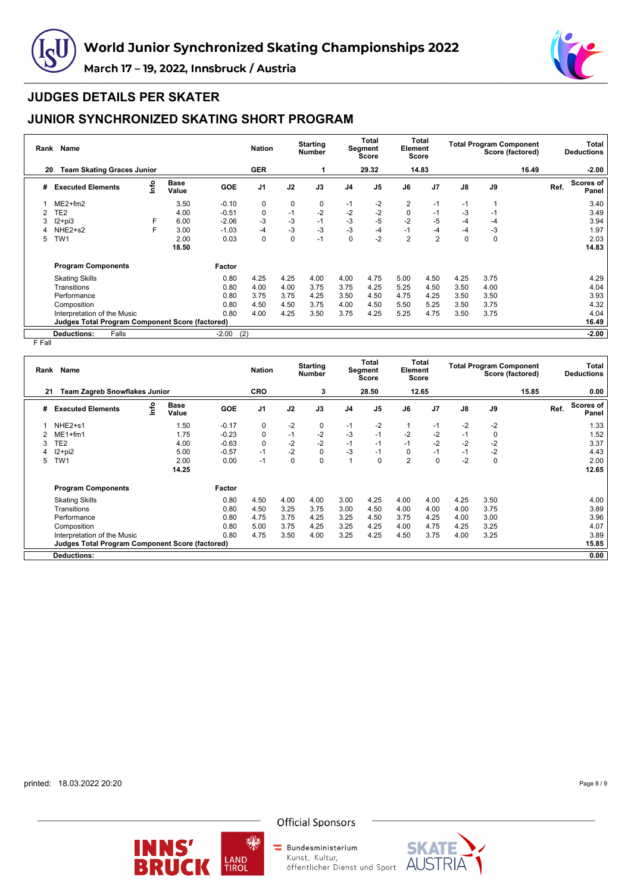# World Junior Synchronized Skating Championships 2022

**March 17 – 19, 2022, Innsbruck / Austria**

## JUDGES DETAILS PER SKATER

## JUNIOR SYNCHRONIZED SKATING SHORT PROGRAM

| Rank | Name | Nation | Starting Number | Total Segment Score | Total Element Score | Total Program Component Score (factored) | Total Deductions |
|---|---|---|---|---|---|---|---|
| 20 | Team Skating Graces Junior | GER | 1 | 29.32 | 14.83 | 16.49 | -2.00 |

| # | Executed Elements | Info | Base Value | GOE | J1 | J2 | J3 | J4 | J5 | J6 | J7 | J8 | J9 | Ref. | Scores of Panel |
|---|---|---|---|---|---|---|---|---|---|---|---|---|---|---|---|
| 1 | ME2+fm2 | | 3.50 | -0.10 | 0 | 0 | 0 | -1 | -2 | 2 | -1 | -1 | 1 | | 3.40 |
| 2 | TE2 | | 4.00 | -0.51 | 0 | -1 | -2 | -2 | -2 | 0 | -1 | -3 | -1 | | 3.49 |
| 3 | I2+pi3 | F | 6.00 | -2.06 | -3 | -3 | -1 | -3 | -5 | -2 | -5 | -4 | -4 | | 3.94 |
| 4 | NHE2+s2 | F | 3.00 | -1.03 | -4 | -3 | -3 | -3 | -4 | -1 | -4 | -4 | -3 | | 1.97 |
| 5 | TW1 | | 2.00 | 0.03 | 0 | 0 | -1 | 0 | -2 | 2 | 2 | 0 | 0 | | 2.03 |
| | | | 18.50 | | | | | | | | | | | | 14.83 |

| Program Components | Factor | J1 | J2 | J3 | J4 | J5 | J6 | J7 | J8 | J9 | Scores of Panel |
|---|---|---|---|---|---|---|---|---|---|---|---|
| Skating Skills | 0.80 | 4.25 | 4.25 | 4.00 | 4.00 | 4.75 | 5.00 | 4.50 | 4.25 | 3.75 | 4.29 |
| Transitions | 0.80 | 4.00 | 4.00 | 3.75 | 3.75 | 4.25 | 5.25 | 4.50 | 3.50 | 4.00 | 4.04 |
| Performance | 0.80 | 3.75 | 3.75 | 4.25 | 3.50 | 4.50 | 4.75 | 4.25 | 3.50 | 3.50 | 3.93 |
| Composition | 0.80 | 4.50 | 4.50 | 3.75 | 4.00 | 4.50 | 5.50 | 5.25 | 3.50 | 3.75 | 4.32 |
| Interpretation of the Music | 0.80 | 4.00 | 4.25 | 3.50 | 3.75 | 4.25 | 5.25 | 4.75 | 3.50 | 3.75 | 4.04 |
| **Judges Total Program Component Score (factored)** | | | | | | | | | | | **16.49** |

**Deductions:** Falls -2.00 (2) **-2.00**

F Fall

| Rank | Name | Nation | Starting Number | Total Segment Score | Total Element Score | Total Program Component Score (factored) | Total Deductions |
|---|---|---|---|---|---|---|---|
| 21 | Team Zagreb Snowflakes Junior | CRO | 3 | 28.50 | 12.65 | 15.85 | 0.00 |

| # | Executed Elements | Info | Base Value | GOE | J1 | J2 | J3 | J4 | J5 | J6 | J7 | J8 | J9 | Ref. | Scores of Panel |
|---|---|---|---|---|---|---|---|---|---|---|---|---|---|---|---|
| 1 | NHE2+s1 | | 1.50 | -0.17 | 0 | -2 | 0 | -1 | -2 | 1 | -1 | -2 | -2 | | 1.33 |
| 2 | ME1+fm1 | | 1.75 | -0.23 | 0 | -1 | -2 | -3 | -1 | -2 | -2 | -1 | 0 | | 1.52 |
| 3 | TE2 | | 4.00 | -0.63 | 0 | -2 | -2 | -1 | -1 | -1 | -2 | -2 | -2 | | 3.37 |
| 4 | I2+pi2 | | 5.00 | -0.57 | -1 | -2 | 0 | -3 | -1 | 0 | -1 | -1 | -2 | | 4.43 |
| 5 | TW1 | | 2.00 | 0.00 | -1 | 0 | 0 | 1 | 0 | 2 | 0 | -2 | 0 | | 2.00 |
| | | | 14.25 | | | | | | | | | | | | 12.65 |

| Program Components | Factor | J1 | J2 | J3 | J4 | J5 | J6 | J7 | J8 | J9 | Scores of Panel |
|---|---|---|---|---|---|---|---|---|---|---|---|
| Skating Skills | 0.80 | 4.50 | 4.00 | 4.00 | 3.00 | 4.25 | 4.00 | 4.00 | 4.25 | 3.50 | 4.00 |
| Transitions | 0.80 | 4.50 | 3.25 | 3.75 | 3.00 | 4.50 | 4.00 | 4.00 | 4.00 | 3.75 | 3.89 |
| Performance | 0.80 | 4.75 | 3.75 | 4.25 | 3.25 | 4.50 | 3.75 | 4.25 | 4.00 | 3.00 | 3.96 |
| Composition | 0.80 | 5.00 | 3.75 | 4.25 | 3.25 | 4.25 | 4.00 | 4.75 | 4.25 | 3.25 | 4.07 |
| Interpretation of the Music | 0.80 | 4.75 | 3.50 | 4.00 | 3.25 | 4.25 | 4.50 | 3.75 | 4.00 | 3.25 | 3.89 |
| **Judges Total Program Component Score (factored)** | | | | | | | | | | | **15.85** |

**Deductions:** **0.00**

printed: 18.03.2022 20:20

Official Sponsors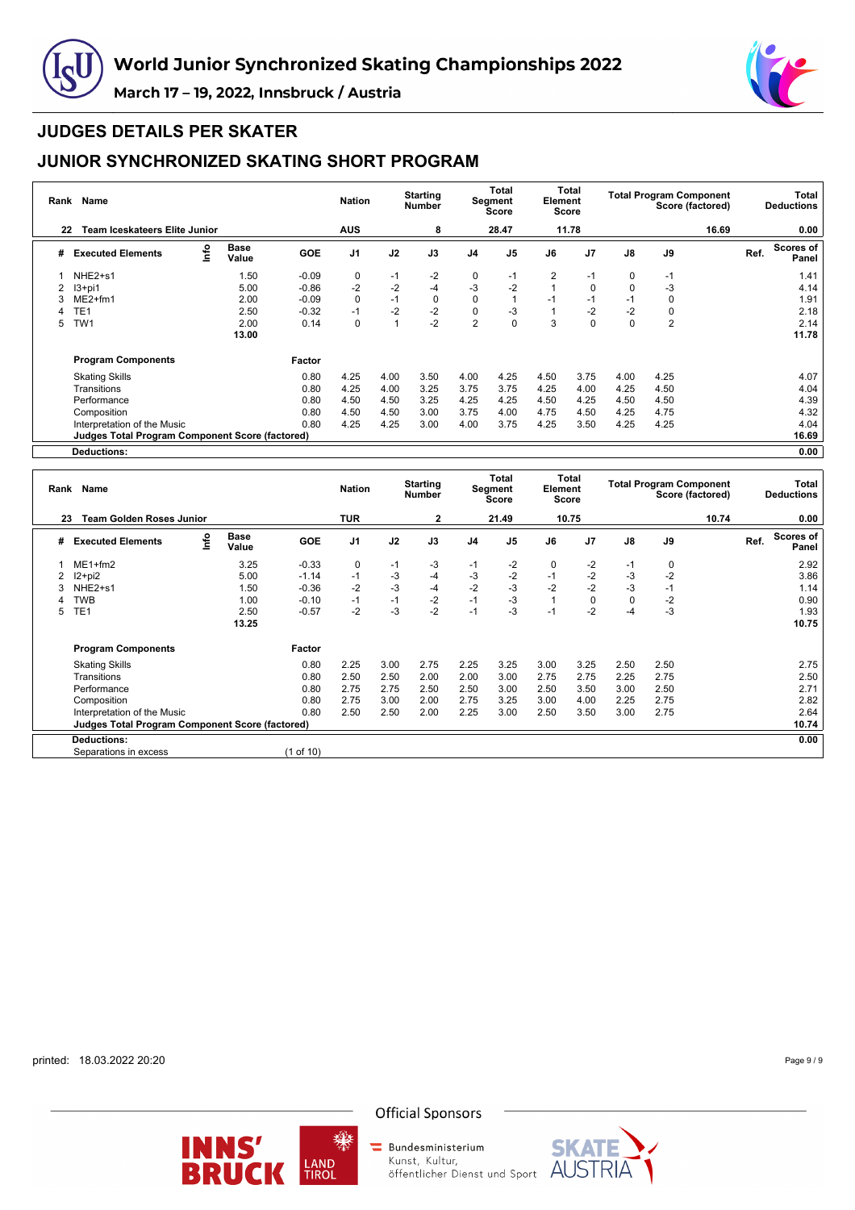## JUDGES DETAILS PER SKATER

## JUNIOR SYNCHRONIZED SKATING SHORT PROGRAM

| Rank | Name | Nation | Starting Number | Total Segment Score | Total Element Score | Total Program Component Score (factored) | Total Deductions |
|---|---|---|---|---|---|---|---|
| 22 | Team Iceskateers Elite Junior | AUS | 8 | 28.47 | 11.78 | 16.69 | 0.00 |

| # | Executed Elements | Info | Base Value | GOE | J1 | J2 | J3 | J4 | J5 | J6 | J7 | J8 | J9 | Ref. | Scores of Panel |
|---|---|---|---|---|---|---|---|---|---|---|---|---|---|---|---|
| 1 | NHE2+s1 | | 1.50 | -0.09 | 0 | -1 | -2 | 0 | -1 | 2 | -1 | 0 | -1 | | 1.41 |
| 2 | I3+pi1 | | 5.00 | -0.86 | -2 | -2 | -4 | -3 | -2 | 1 | 0 | 0 | -3 | | 4.14 |
| 3 | ME2+fm1 | | 2.00 | -0.09 | 0 | -1 | 0 | 0 | 1 | -1 | -1 | -1 | 0 | | 1.91 |
| 4 | TE1 | | 2.50 | -0.32 | -1 | -2 | -2 | 0 | -3 | 1 | -2 | -2 | 0 | | 2.18 |
| 5 | TW1 | | 2.00 | 0.14 | 0 | 1 | -2 | 2 | 0 | 3 | 0 | 0 | 2 | | 2.14 |
| | | | 13.00 | | | | | | | | | | | | 11.78 |

| Program Components | Factor | J1 | J2 | J3 | J4 | J5 | J6 | J7 | J8 | J9 | Scores of Panel |
|---|---|---|---|---|---|---|---|---|---|---|---|
| Skating Skills | 0.80 | 4.25 | 4.00 | 3.50 | 4.00 | 4.25 | 4.50 | 3.75 | 4.00 | 4.25 | 4.07 |
| Transitions | 0.80 | 4.25 | 4.00 | 3.25 | 3.75 | 3.75 | 4.25 | 4.00 | 4.25 | 4.50 | 4.04 |
| Performance | 0.80 | 4.50 | 4.50 | 3.25 | 4.25 | 4.25 | 4.50 | 4.25 | 4.50 | 4.50 | 4.39 |
| Composition | 0.80 | 4.50 | 4.50 | 3.00 | 3.75 | 4.00 | 4.75 | 4.50 | 4.25 | 4.75 | 4.32 |
| Interpretation of the Music | 0.80 | 4.25 | 4.25 | 3.00 | 4.00 | 3.75 | 4.25 | 3.50 | 4.25 | 4.25 | 4.04 |
| **Judges Total Program Component Score (factored)** | | | | | | | | | | | **16.69** |

**Deductions:** 0.00

| Rank | Name | Nation | Starting Number | Total Segment Score | Total Element Score | Total Program Component Score (factored) | Total Deductions |
|---|---|---|---|---|---|---|---|
| 23 | Team Golden Roses Junior | TUR | 2 | 21.49 | 10.75 | 10.74 | 0.00 |

| # | Executed Elements | Info | Base Value | GOE | J1 | J2 | J3 | J4 | J5 | J6 | J7 | J8 | J9 | Ref. | Scores of Panel |
|---|---|---|---|---|---|---|---|---|---|---|---|---|---|---|---|
| 1 | ME1+fm2 | | 3.25 | -0.33 | 0 | -1 | -3 | -1 | -2 | 0 | -2 | -1 | 0 | | 2.92 |
| 2 | I2+pi2 | | 5.00 | -1.14 | -1 | -3 | -4 | -3 | -2 | -1 | -2 | -3 | -2 | | 3.86 |
| 3 | NHE2+s1 | | 1.50 | -0.36 | -2 | -3 | -4 | -2 | -3 | -2 | -2 | -3 | -1 | | 1.14 |
| 4 | TWB | | 1.00 | -0.10 | -1 | -1 | -2 | -1 | -3 | 1 | 0 | 0 | -2 | | 0.90 |
| 5 | TE1 | | 2.50 | -0.57 | -2 | -3 | -2 | -1 | -3 | -1 | -2 | -4 | -3 | | 1.93 |
| | | | 13.25 | | | | | | | | | | | | 10.75 |

| Program Components | Factor | J1 | J2 | J3 | J4 | J5 | J6 | J7 | J8 | J9 | Scores of Panel |
|---|---|---|---|---|---|---|---|---|---|---|---|
| Skating Skills | 0.80 | 2.25 | 3.00 | 2.75 | 2.25 | 3.25 | 3.00 | 3.25 | 2.50 | 2.50 | 2.75 |
| Transitions | 0.80 | 2.50 | 2.50 | 2.00 | 2.00 | 3.00 | 2.75 | 2.75 | 2.25 | 2.75 | 2.50 |
| Performance | 0.80 | 2.75 | 2.75 | 2.50 | 2.50 | 3.00 | 2.50 | 3.50 | 3.00 | 2.50 | 2.71 |
| Composition | 0.80 | 2.75 | 3.00 | 2.00 | 2.75 | 3.25 | 3.00 | 4.00 | 2.25 | 2.75 | 2.82 |
| Interpretation of the Music | 0.80 | 2.50 | 2.50 | 2.00 | 2.25 | 3.00 | 2.50 | 3.50 | 3.00 | 2.75 | 2.64 |
| **Judges Total Program Component Score (factored)** | | | | | | | | | | | **10.74** |

**Deductions:** 0.00

Separations in excess (1 of 10)

printed: 18.03.2022 20:20